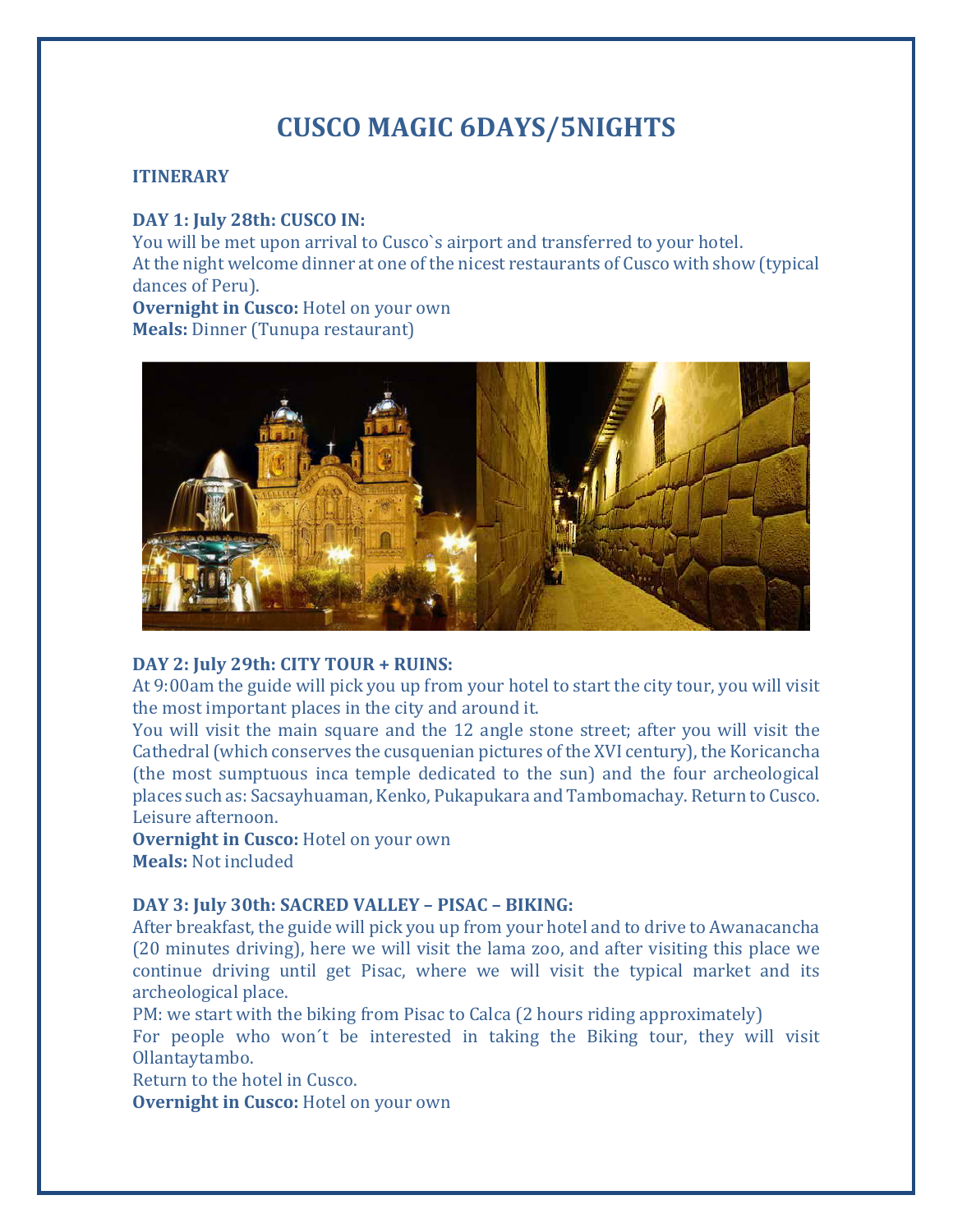# CUSCO MAGIC 6DAYS/5NIGHTS

**ITINERARY**

**DAY 1: July 28th: CUSCO IN:**

You will be met upon arrival to Cusco`s airport and transferred to your hotel.
At the night welcome dinner at one of the nicest restaurants of Cusco with show (typical dances of Peru).

**Overnight in Cusco:** Hotel on your own
**Meals:** Dinner (Tunupa restaurant)

**DAY 2: July 29th: CITY TOUR + RUINS:**

At 9:00am the guide will pick you up from your hotel to start the city tour, you will visit the most important places in the city and around it.
You will visit the main square and the 12 angle stone street; after you will visit the Cathedral (which conserves the cusquenian pictures of the XVI century), the Koricancha (the most sumptuous inca temple dedicated to the sun) and the four archeological places such as: Sacsayhuaman, Kenko, Pukapukara and Tambomachay. Return to Cusco. Leisure afternoon.

**Overnight in Cusco:** Hotel on your own
**Meals:** Not included

**DAY 3: July 30th: SACRED VALLEY – PISAC – BIKING:**

After breakfast, the guide will pick you up from your hotel and to drive to Awanacancha (20 minutes driving), here we will visit the lama zoo, and after visiting this place we continue driving until get Pisac, where we will visit the typical market and its archeological place.
PM: we start with the biking from Pisac to Calca (2 hours riding approximately)
For people who won´t be interested in taking the Biking tour, they will visit Ollantaytambo.
Return to the hotel in Cusco.

**Overnight in Cusco:** Hotel on your own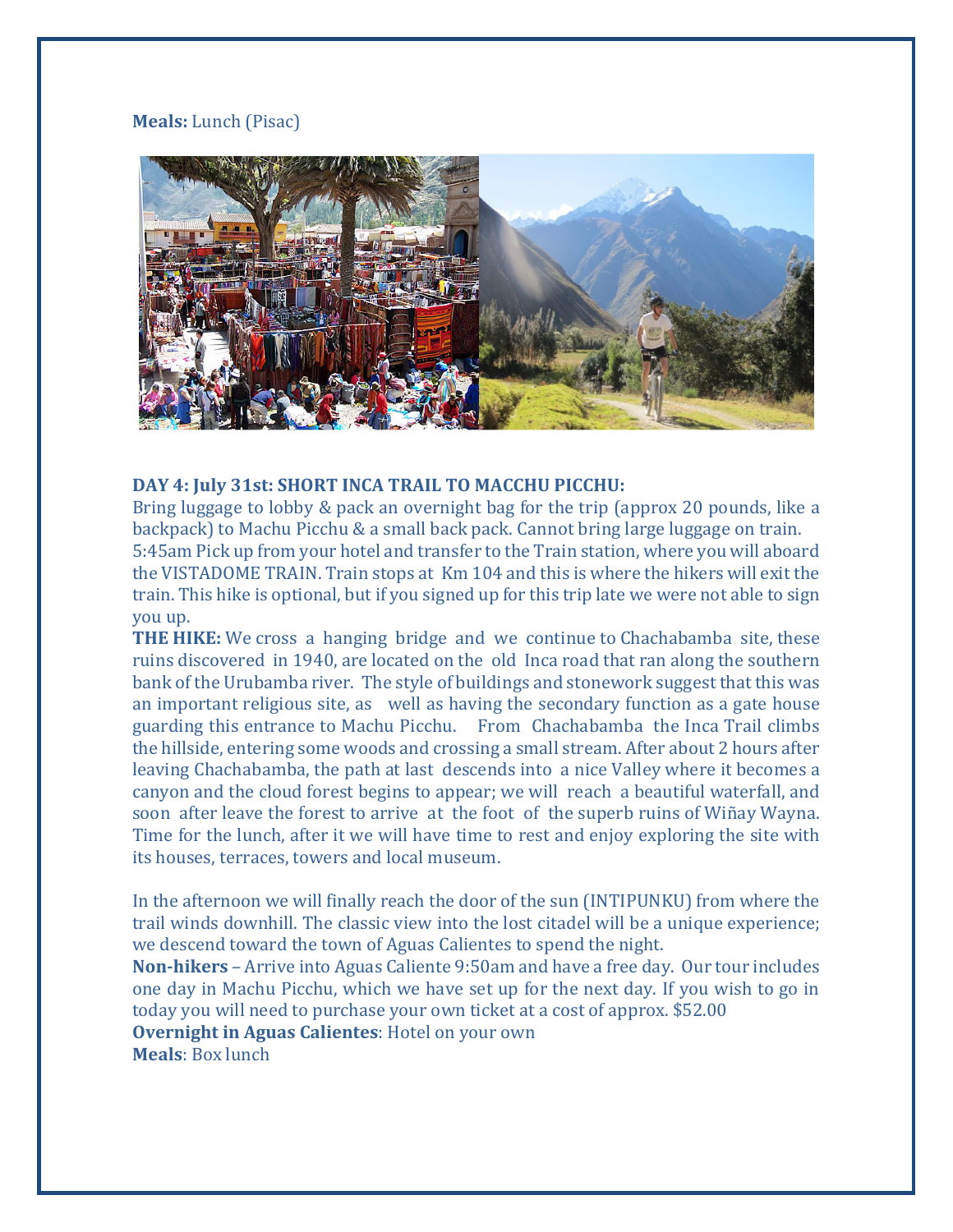**Meals:** Lunch (Pisac)

**DAY 4: July 31st: SHORT INCA TRAIL TO MACCHU PICCHU:**

Bring luggage to lobby & pack an overnight bag for the trip (approx 20 pounds, like a backpack) to Machu Picchu & a small back pack. Cannot bring large luggage on train.
5:45am Pick up from your hotel and transfer to the Train station, where you will aboard the VISTADOME TRAIN. Train stops at Km 104 and this is where the hikers will exit the train. This hike is optional, but if you signed up for this trip late we were not able to sign you up.

**THE HIKE:** We cross a hanging bridge and we continue to Chachabamba site, these ruins discovered in 1940, are located on the old Inca road that ran along the southern bank of the Urubamba river. The style of buildings and stonework suggest that this was an important religious site, as well as having the secondary function as a gate house guarding this entrance to Machu Picchu. From Chachabamba the Inca Trail climbs the hillside, entering some woods and crossing a small stream. After about 2 hours after leaving Chachabamba, the path at last descends into a nice Valley where it becomes a canyon and the cloud forest begins to appear; we will reach a beautiful waterfall, and soon after leave the forest to arrive at the foot of the superb ruins of Wiñay Wayna. Time for the lunch, after it we will have time to rest and enjoy exploring the site with its houses, terraces, towers and local museum.

In the afternoon we will finally reach the door of the sun (INTIPUNKU) from where the trail winds downhill. The classic view into the lost citadel will be a unique experience; we descend toward the town of Aguas Calientes to spend the night.

**Non-hikers** – Arrive into Aguas Caliente 9:50am and have a free day. Our tour includes one day in Machu Picchu, which we have set up for the next day. If you wish to go in today you will need to purchase your own ticket at a cost of approx. $52.00

**Overnight in Aguas Calientes**: Hotel on your own

**Meals**: Box lunch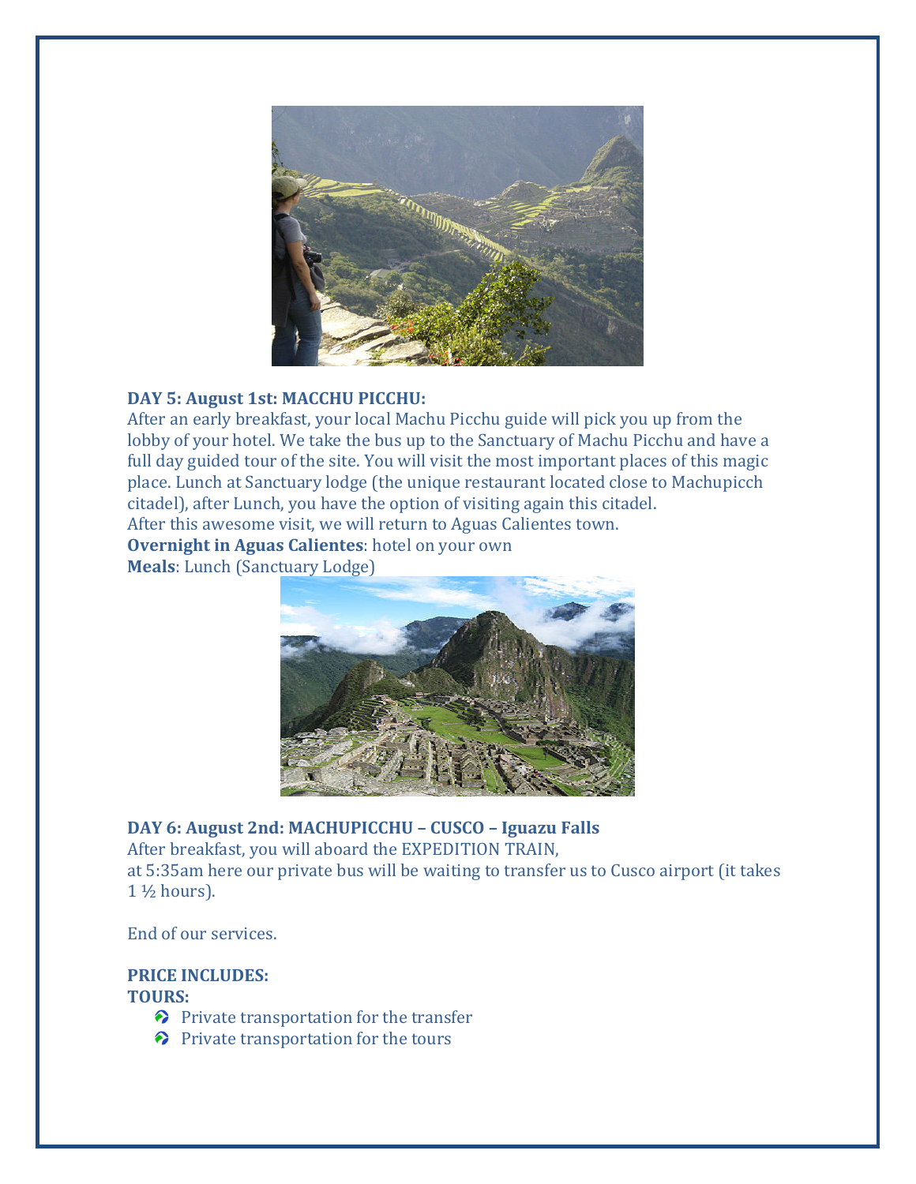**DAY 5: August 1st: MACCHU PICCHU:**

After an early breakfast, your local Machu Picchu guide will pick you up from the lobby of your hotel. We take the bus up to the Sanctuary of Machu Picchu and have a full day guided tour of the site. You will visit the most important places of this magic place. Lunch at Sanctuary lodge (the unique restaurant located close to Machupicch citadel), after Lunch, you have the option of visiting again this citadel.
After this awesome visit, we will return to Aguas Calientes town.
**Overnight in Aguas Calientes**: hotel on your own
**Meals**: Lunch (Sanctuary Lodge)

**DAY 6: August 2nd: MACHUPICCHU – CUSCO – Iguazu Falls**

After breakfast, you will aboard the EXPEDITION TRAIN,
at 5:35am here our private bus will be waiting to transfer us to Cusco airport (it takes 1 ½ hours).

End of our services.

**PRICE INCLUDES:**

**TOURS:**

- Private transportation for the transfer
- Private transportation for the tours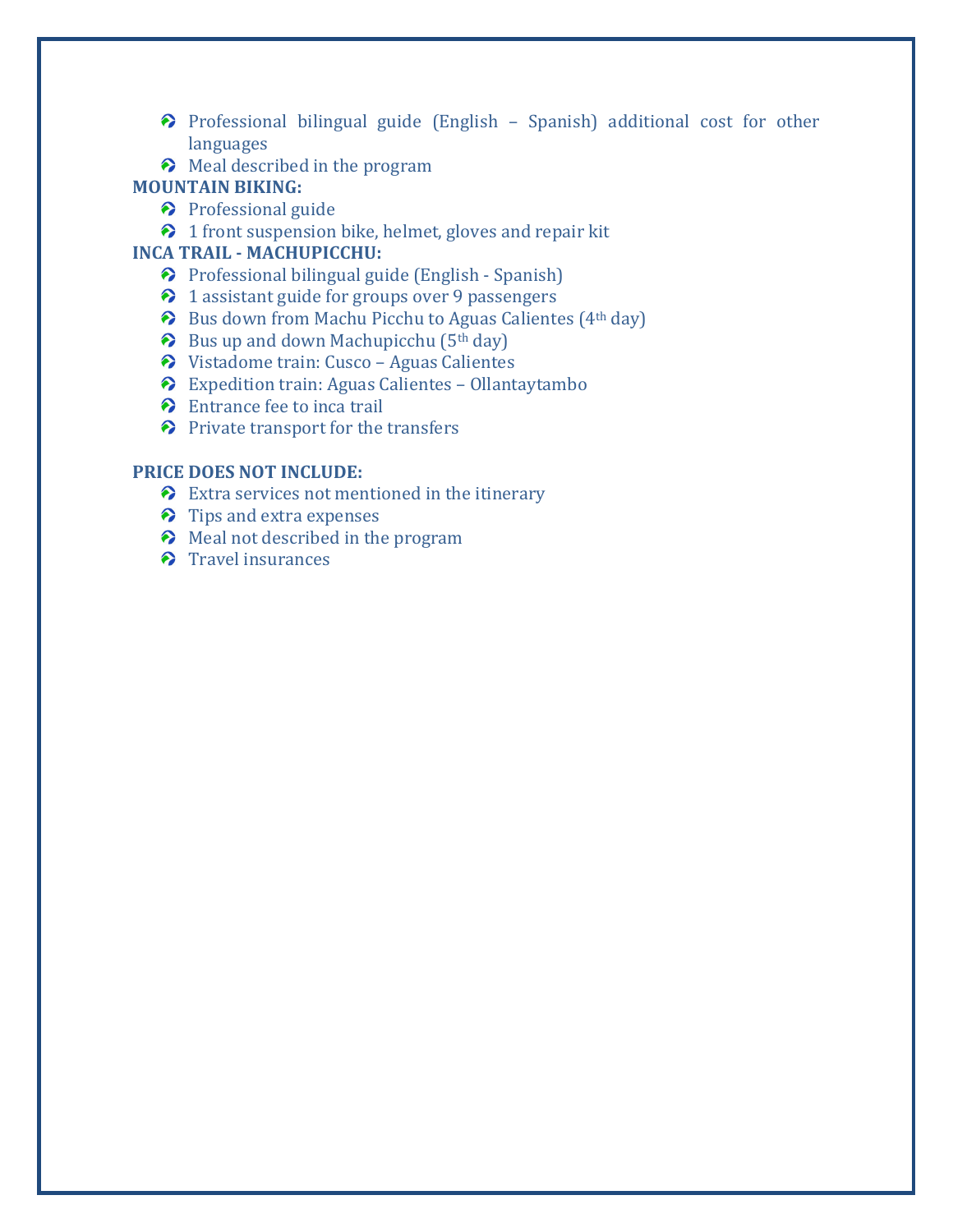- Professional bilingual guide (English – Spanish) additional cost for other languages
- Meal described in the program

**MOUNTAIN BIKING:**

- Professional guide
- 1 front suspension bike, helmet, gloves and repair kit

**INCA TRAIL - MACHUPICCHU:**

- Professional bilingual guide (English - Spanish)
- 1 assistant guide for groups over 9 passengers
- Bus down from Machu Picchu to Aguas Calientes (4th day)
- Bus up and down Machupicchu (5th day)
- Vistadome train: Cusco – Aguas Calientes
- Expedition train: Aguas Calientes – Ollantaytambo
- Entrance fee to inca trail
- Private transport for the transfers

**PRICE DOES NOT INCLUDE:**

- Extra services not mentioned in the itinerary
- Tips and extra expenses
- Meal not described in the program
- Travel insurances